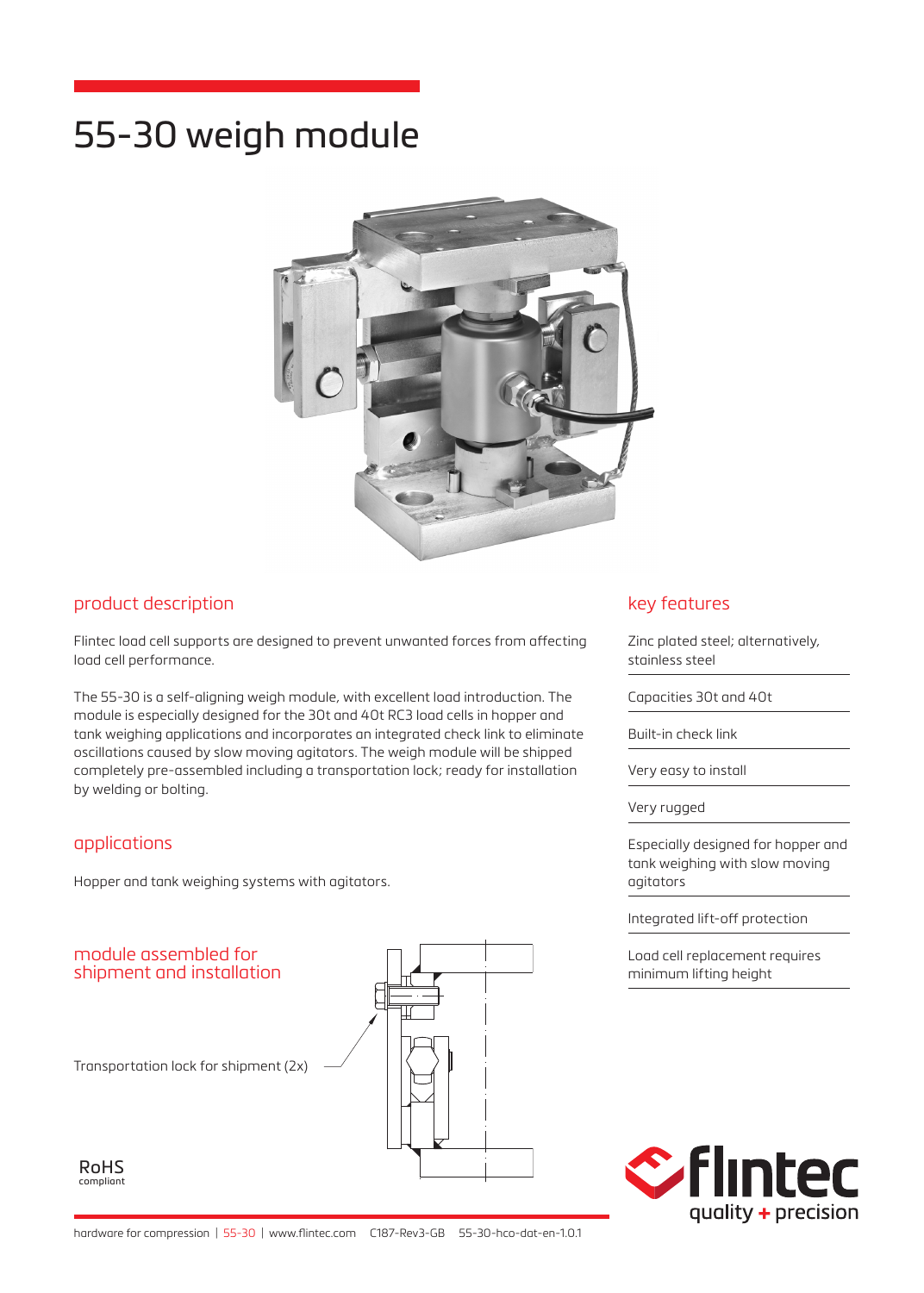# 55-30 weigh module

## product description

Flintec load cell supports are designed to prevent unwanted forces from affecting load cell performance.

The 55-30 is a self-aligning weigh module, with excellent load introduction. The module is especially designed for the 30t and 40t RC3 load cells in hopper and tank weighing applications and incorporates an integrated check link to eliminate oscillations caused by slow moving agitators. The weigh module will be shipped completely pre-assembled including a transportation lock; ready for installation by welding or bolting.

## applications

Hopper and tank weighing systems with agitators.

## module assembled for shipment and installation

Transportation lock for shipment (2x)

RoHS compliant

## key features

- Zinc plated steel; alternatively, stainless steel
- Capacities 30t and 40t
- Built-in check link
- Very easy to install
- Very rugged
- Especially designed for hopper and tank weighing with slow moving agitators
- Integrated lift-off protection
- Load cell replacement requires minimum lifting height

flintec quality + precision

hardware for compression | 55-30 | www.flintec.com C187-Rev3-GB 55-30-hco-dat-en-1.0.1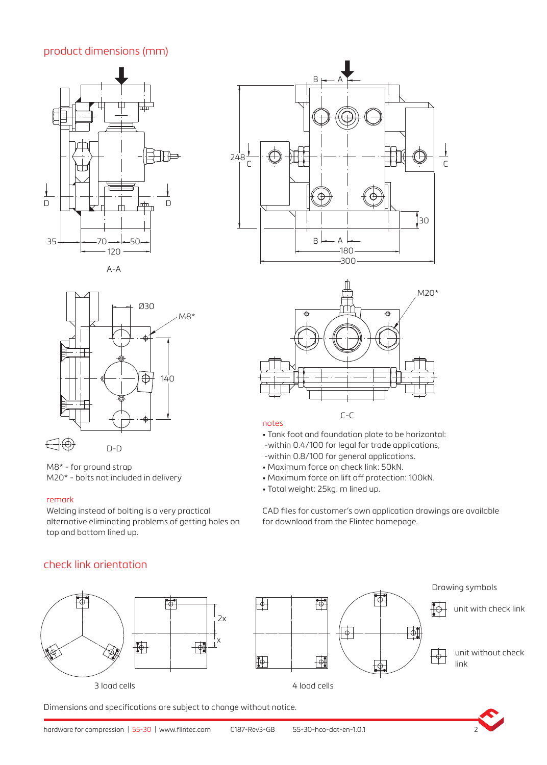## product dimensions (mm)

35
70
50
120

A-A

248
C
B
A
C
30
180
300

Ø30
M8*
140

D-D

M20*

C-C

M8* - for ground strap
M20* - bolts not included in delivery

remark

Welding instead of bolting is a very practical alternative eliminating problems of getting holes on top and bottom lined up.

notes

- Tank foot and foundation plate to be horizontal:
  - within 0.4/100 for legal for trade applications,
  - within 0.8/100 for general applications.
- Maximum force on check link: 50kN.
- Maximum force on lift off protection: 100kN.
- Total weight: 25kg. m lined up.

CAD files for customer's own application drawings are available for download from the Flintec homepage.

## check link orientation

2x
x

3 load cells

4 load cells

Drawing symbols

unit with check link

unit without check link

Dimensions and specifications are subject to change without notice.